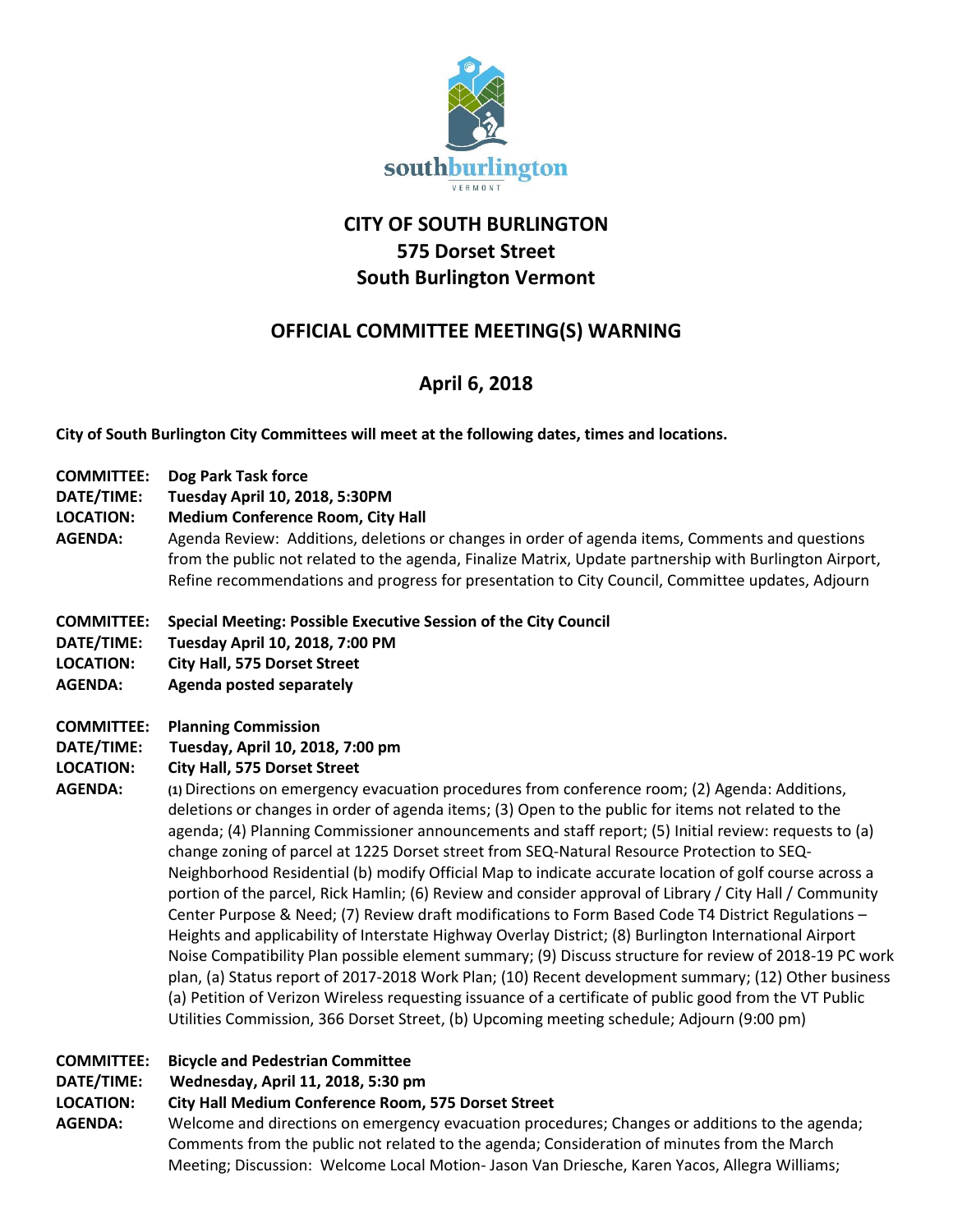# CITY OF SOUTH BURLINGTON
# 575 Dorset Street
# South Burlington Vermont

## OFFICIAL COMMITTEE MEETING(S) WARNING

## April 6, 2018

**City of South Burlington City Committees will meet at the following dates, times and locations.**

**COMMITTEE:** **Dog Park Task force**
**DATE/TIME:** **Tuesday April 10, 2018, 5:30PM**
**LOCATION:** **Medium Conference Room, City Hall**
**AGENDA:** Agenda Review: Additions, deletions or changes in order of agenda items, Comments and questions from the public not related to the agenda, Finalize Matrix, Update partnership with Burlington Airport, Refine recommendations and progress for presentation to City Council, Committee updates, Adjourn

**COMMITTEE:** **Special Meeting: Possible Executive Session of the City Council**
**DATE/TIME:** **Tuesday April 10, 2018, 7:00 PM**
**LOCATION:** **City Hall, 575 Dorset Street**
**AGENDA:** **Agenda posted separately**

**COMMITTEE:** **Planning Commission**
**DATE/TIME:** **Tuesday, April 10, 2018, 7:00 pm**
**LOCATION:** **City Hall, 575 Dorset Street**
**AGENDA:** (1) Directions on emergency evacuation procedures from conference room; (2) Agenda: Additions, deletions or changes in order of agenda items; (3) Open to the public for items not related to the agenda; (4) Planning Commissioner announcements and staff report; (5) Initial review: requests to (a) change zoning of parcel at 1225 Dorset street from SEQ-Natural Resource Protection to SEQ-Neighborhood Residential (b) modify Official Map to indicate accurate location of golf course across a portion of the parcel, Rick Hamlin; (6) Review and consider approval of Library / City Hall / Community Center Purpose & Need; (7) Review draft modifications to Form Based Code T4 District Regulations – Heights and applicability of Interstate Highway Overlay District; (8) Burlington International Airport Noise Compatibility Plan possible element summary; (9) Discuss structure for review of 2018-19 PC work plan, (a) Status report of 2017-2018 Work Plan; (10) Recent development summary; (12) Other business (a) Petition of Verizon Wireless requesting issuance of a certificate of public good from the VT Public Utilities Commission, 366 Dorset Street, (b) Upcoming meeting schedule; Adjourn (9:00 pm)

**COMMITTEE:** **Bicycle and Pedestrian Committee**
**DATE/TIME:** **Wednesday, April 11, 2018, 5:30 pm**
**LOCATION:** **City Hall Medium Conference Room, 575 Dorset Street**
**AGENDA:** Welcome and directions on emergency evacuation procedures; Changes or additions to the agenda; Comments from the public not related to the agenda; Consideration of minutes from the March Meeting; Discussion: Welcome Local Motion- Jason Van Driesche, Karen Yacos, Allegra Williams;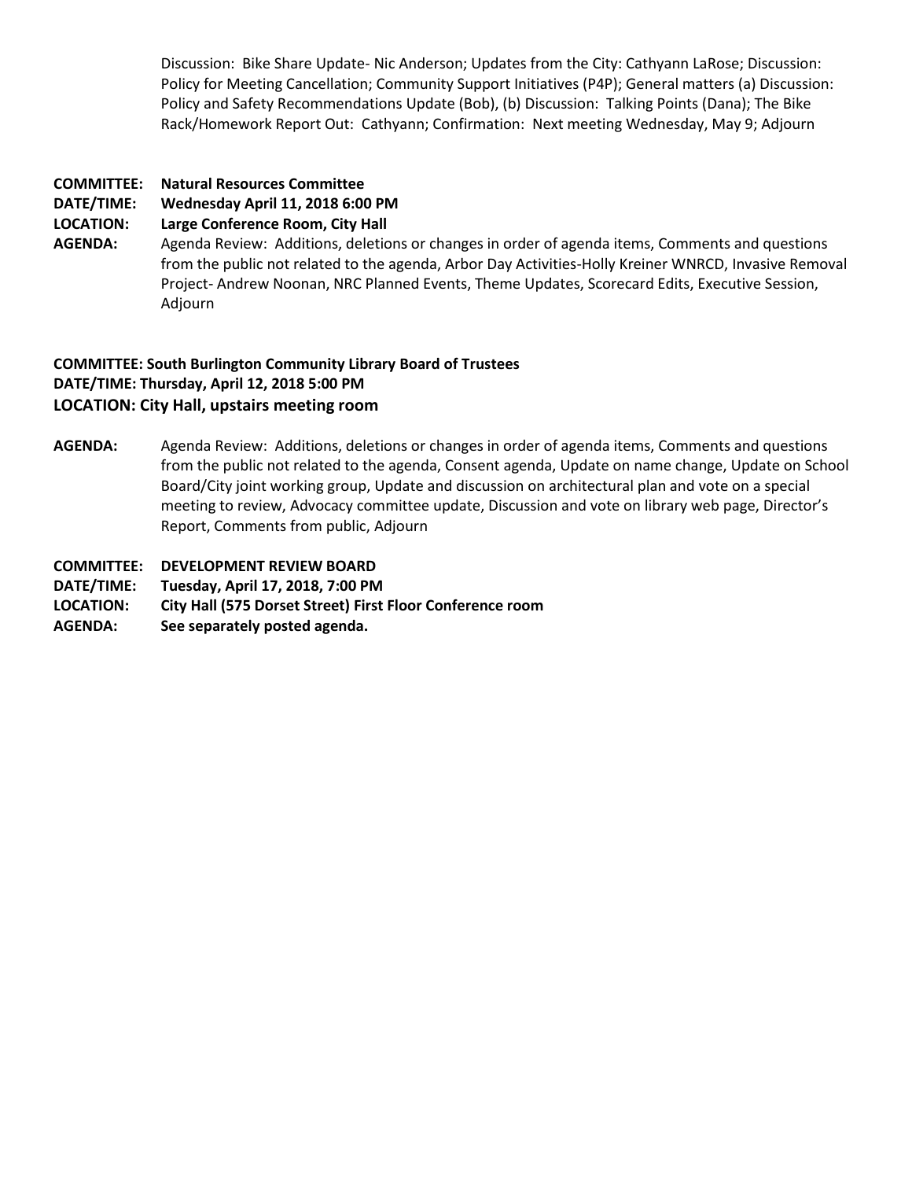Discussion: Bike Share Update- Nic Anderson; Updates from the City: Cathyann LaRose; Discussion: Policy for Meeting Cancellation; Community Support Initiatives (P4P); General matters (a) Discussion: Policy and Safety Recommendations Update (Bob), (b) Discussion: Talking Points (Dana); The Bike Rack/Homework Report Out: Cathyann; Confirmation: Next meeting Wednesday, May 9; Adjourn

**COMMITTEE: Natural Resources Committee**
**DATE/TIME: Wednesday April 11, 2018 6:00 PM**
**LOCATION: Large Conference Room, City Hall**
**AGENDA:** Agenda Review: Additions, deletions or changes in order of agenda items, Comments and questions from the public not related to the agenda, Arbor Day Activities-Holly Kreiner WNRCD, Invasive Removal Project- Andrew Noonan, NRC Planned Events, Theme Updates, Scorecard Edits, Executive Session, Adjourn

**COMMITTEE: South Burlington Community Library Board of Trustees**
**DATE/TIME: Thursday, April 12, 2018 5:00 PM**
**LOCATION: City Hall, upstairs meeting room**

**AGENDA:** Agenda Review: Additions, deletions or changes in order of agenda items, Comments and questions from the public not related to the agenda, Consent agenda, Update on name change, Update on School Board/City joint working group, Update and discussion on architectural plan and vote on a special meeting to review, Advocacy committee update, Discussion and vote on library web page, Director's Report, Comments from public, Adjourn

**COMMITTEE: DEVELOPMENT REVIEW BOARD**
**DATE/TIME: Tuesday, April 17, 2018, 7:00 PM**
**LOCATION: City Hall (575 Dorset Street) First Floor Conference room**
**AGENDA: See separately posted agenda.**